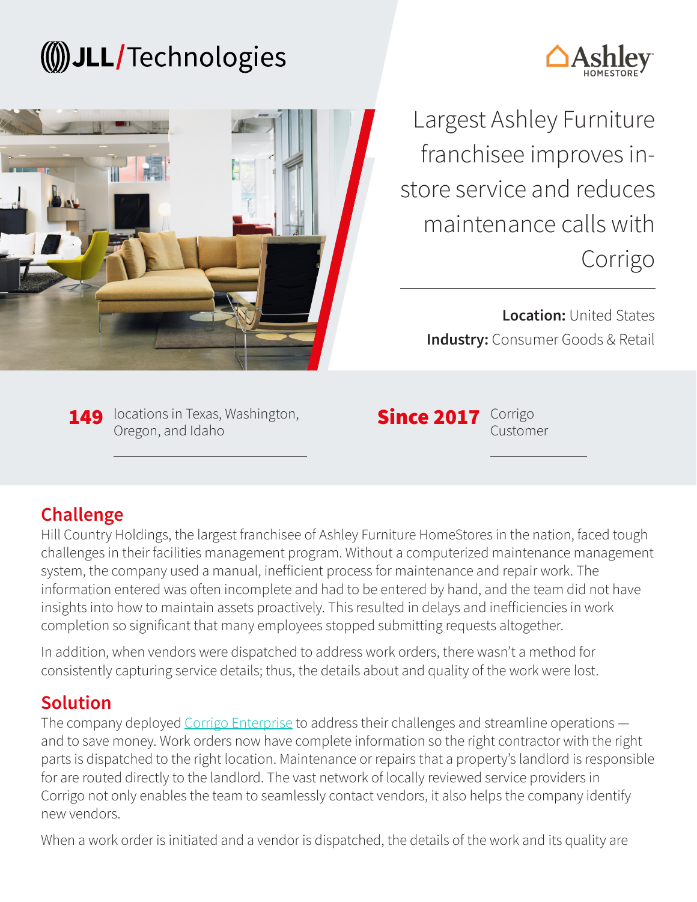JLL/Technologies

Ashley HOMESTORE

# Largest Ashley Furniture franchisee improves in-store service and reduces maintenance calls with Corrigo

**Location:** United States

**Industry:** Consumer Goods & Retail

**149** locations in Texas, Washington, Oregon, and Idaho

**Since 2017** Corrigo Customer

## Challenge

Hill Country Holdings, the largest franchisee of Ashley Furniture HomeStores in the nation, faced tough challenges in their facilities management program. Without a computerized maintenance management system, the company used a manual, inefficient process for maintenance and repair work. The information entered was often incomplete and had to be entered by hand, and the team did not have insights into how to maintain assets proactively. This resulted in delays and inefficiencies in work completion so significant that many employees stopped submitting requests altogether.

In addition, when vendors were dispatched to address work orders, there wasn't a method for consistently capturing service details; thus, the details about and quality of the work were lost.

## Solution

The company deployed [Corrigo Enterprise] to address their challenges and streamline operations — and to save money. Work orders now have complete information so the right contractor with the right parts is dispatched to the right location. Maintenance or repairs that a property's landlord is responsible for are routed directly to the landlord. The vast network of locally reviewed service providers in Corrigo not only enables the team to seamlessly contact vendors, it also helps the company identify new vendors.

When a work order is initiated and a vendor is dispatched, the details of the work and its quality are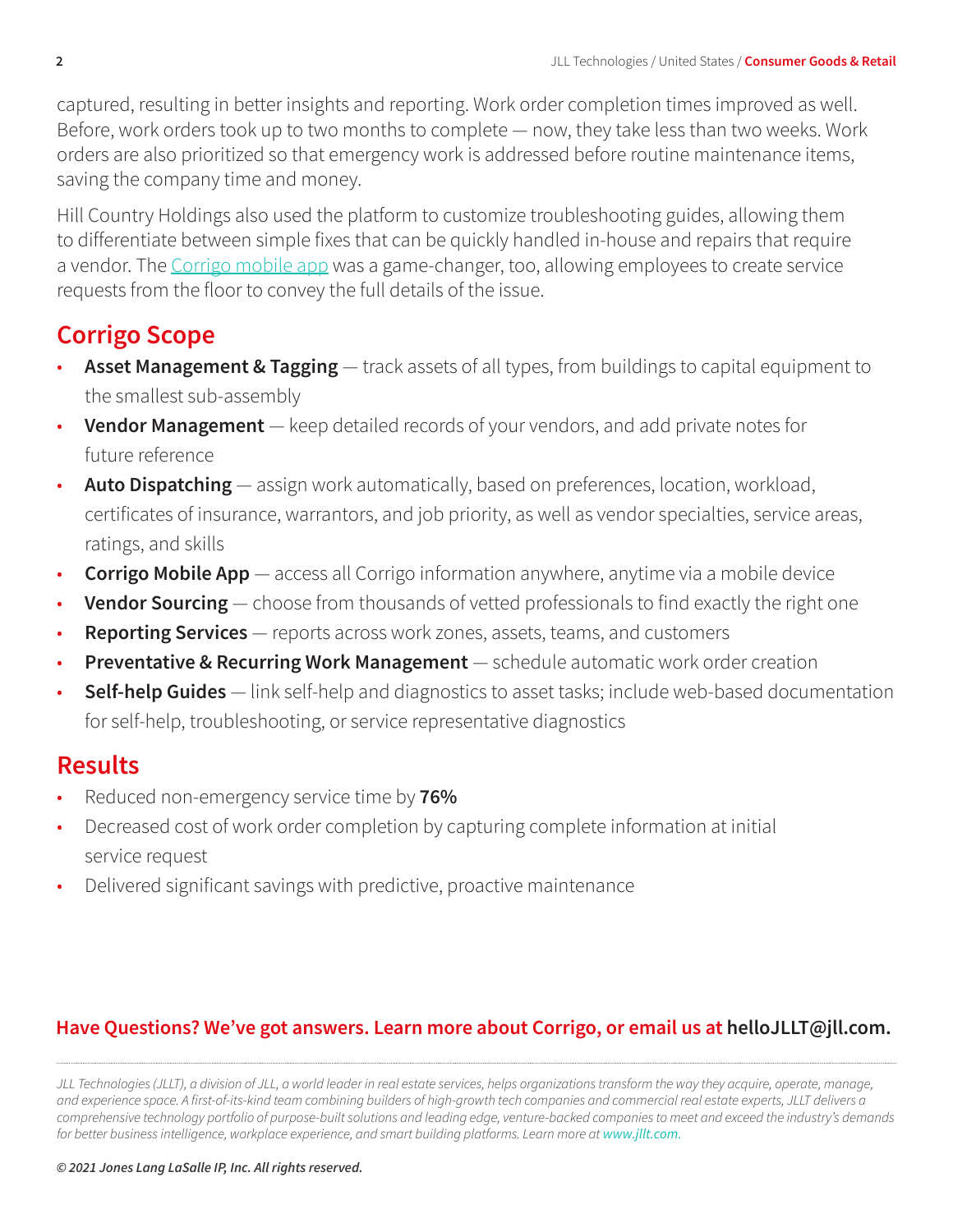captured, resulting in better insights and reporting. Work order completion times improved as well. Before, work orders took up to two months to complete — now, they take less than two weeks. Work orders are also prioritized so that emergency work is addressed before routine maintenance items, saving the company time and money.

Hill Country Holdings also used the platform to customize troubleshooting guides, allowing them to differentiate between simple fixes that can be quickly handled in-house and repairs that require a vendor. The Corrigo mobile app was a game-changer, too, allowing employees to create service requests from the floor to convey the full details of the issue.

## Corrigo Scope

- **Asset Management & Tagging** — track assets of all types, from buildings to capital equipment to the smallest sub-assembly
- **Vendor Management** — keep detailed records of your vendors, and add private notes for future reference
- **Auto Dispatching** — assign work automatically, based on preferences, location, workload, certificates of insurance, warrantors, and job priority, as well as vendor specialties, service areas, ratings, and skills
- **Corrigo Mobile App** — access all Corrigo information anywhere, anytime via a mobile device
- **Vendor Sourcing** — choose from thousands of vetted professionals to find exactly the right one
- **Reporting Services** — reports across work zones, assets, teams, and customers
- **Preventative & Recurring Work Management** — schedule automatic work order creation
- **Self-help Guides** — link self-help and diagnostics to asset tasks; include web-based documentation for self-help, troubleshooting, or service representative diagnostics

## Results

- Reduced non-emergency service time by **76%**
- Decreased cost of work order completion by capturing complete information at initial service request
- Delivered significant savings with predictive, proactive maintenance

**Have Questions? We've got answers. Learn more about Corrigo, or email us at helloJLLT@jll.com.**

*JLL Technologies (JLLT), a division of JLL, a world leader in real estate services, helps organizations transform the way they acquire, operate, manage, and experience space. A first-of-its-kind team combining builders of high-growth tech companies and commercial real estate experts, JLLT delivers a comprehensive technology portfolio of purpose-built solutions and leading edge, venture-backed companies to meet and exceed the industry's demands for better business intelligence, workplace experience, and smart building platforms. Learn more at www.jllt.com.*

***© 2021 Jones Lang LaSalle IP, Inc. All rights reserved.***